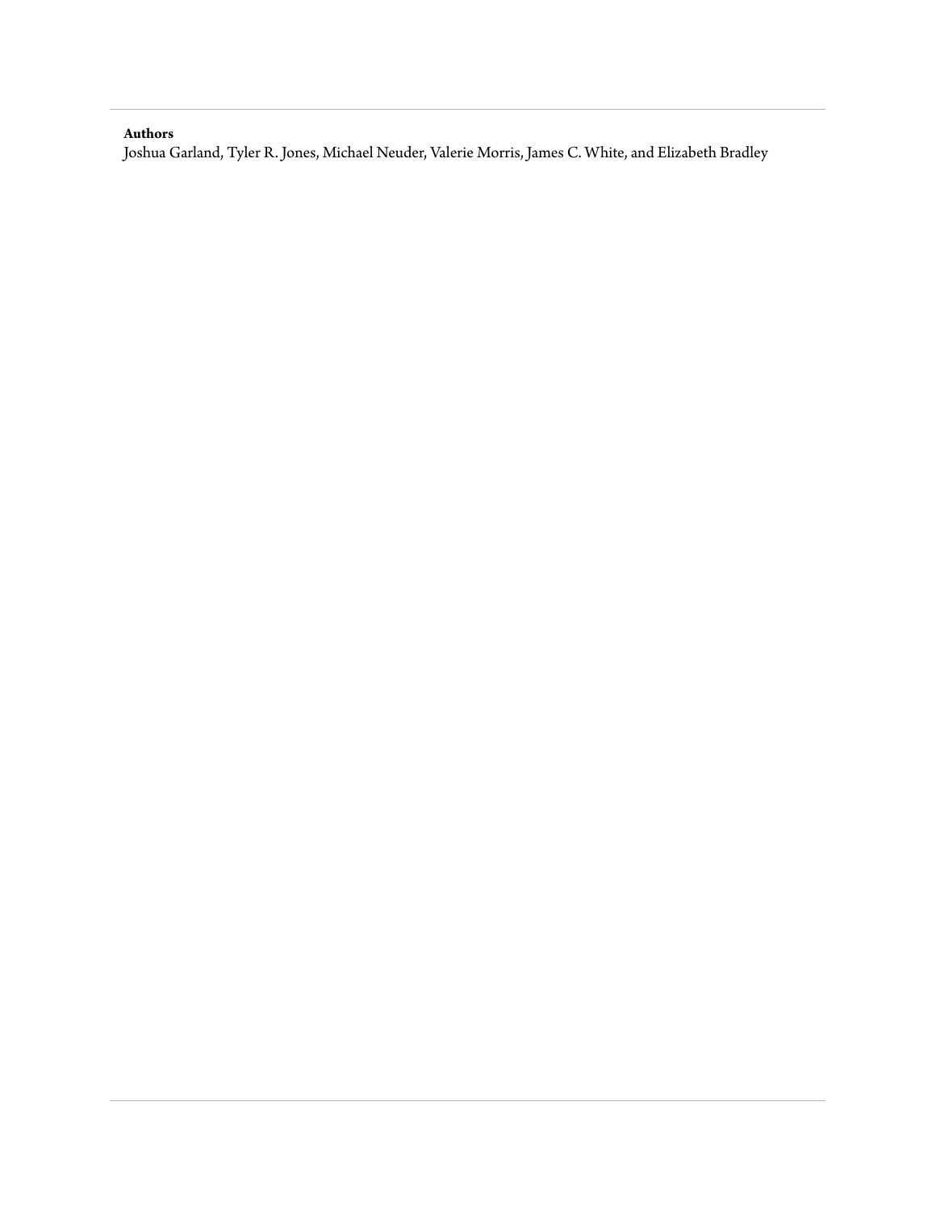**Authors**

Joshua Garland, Tyler R. Jones, Michael Neuder, Valerie Morris, James C. White, and Elizabeth Bradley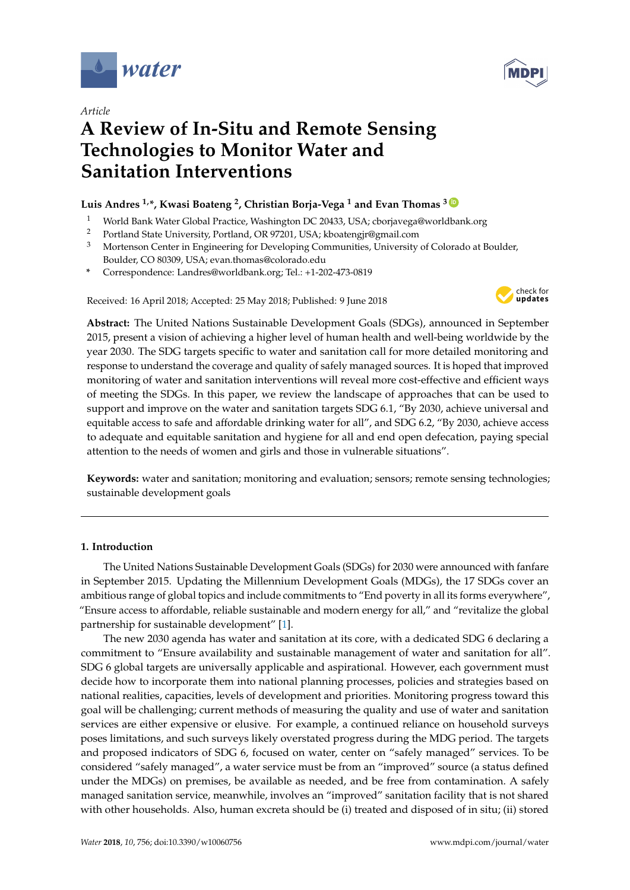Article

# A Review of In-Situ and Remote Sensing Technologies to Monitor Water and Sanitation Interventions

**Luis Andres [1,*], Kwasi Boateng [2], Christian Borja-Vega [1] and Evan Thomas [3]**

1. World Bank Water Global Practice, Washington DC 20433, USA; cborjavega@worldbank.org
2. Portland State University, Portland, OR 97201, USA; kboatengjr@gmail.com
3. Mortenson Center in Engineering for Developing Communities, University of Colorado at Boulder, Boulder, CO 80309, USA; evan.thomas@colorado.edu

\* Correspondence: Landres@worldbank.org; Tel.: +1-202-473-0819

Received: 16 April 2018; Accepted: 25 May 2018; Published: 9 June 2018

**Abstract:** The United Nations Sustainable Development Goals (SDGs), announced in September 2015, present a vision of achieving a higher level of human health and well-being worldwide by the year 2030. The SDG targets specific to water and sanitation call for more detailed monitoring and response to understand the coverage and quality of safely managed sources. It is hoped that improved monitoring of water and sanitation interventions will reveal more cost-effective and efficient ways of meeting the SDGs. In this paper, we review the landscape of approaches that can be used to support and improve on the water and sanitation targets SDG 6.1, "By 2030, achieve universal and equitable access to safe and affordable drinking water for all", and SDG 6.2, "By 2030, achieve access to adequate and equitable sanitation and hygiene for all and end open defecation, paying special attention to the needs of women and girls and those in vulnerable situations".

**Keywords:** water and sanitation; monitoring and evaluation; sensors; remote sensing technologies; sustainable development goals

## 1. Introduction

The United Nations Sustainable Development Goals (SDGs) for 2030 were announced with fanfare in September 2015. Updating the Millennium Development Goals (MDGs), the 17 SDGs cover an ambitious range of global topics and include commitments to "End poverty in all its forms everywhere", "Ensure access to affordable, reliable sustainable and modern energy for all," and "revitalize the global partnership for sustainable development" [1].

The new 2030 agenda has water and sanitation at its core, with a dedicated SDG 6 declaring a commitment to "Ensure availability and sustainable management of water and sanitation for all". SDG 6 global targets are universally applicable and aspirational. However, each government must decide how to incorporate them into national planning processes, policies and strategies based on national realities, capacities, levels of development and priorities. Monitoring progress toward this goal will be challenging; current methods of measuring the quality and use of water and sanitation services are either expensive or elusive. For example, a continued reliance on household surveys poses limitations, and such surveys likely overstated progress during the MDG period. The targets and proposed indicators of SDG 6, focused on water, center on "safely managed" services. To be considered "safely managed", a water service must be from an "improved" source (a status defined under the MDGs) on premises, be available as needed, and be free from contamination. A safely managed sanitation service, meanwhile, involves an "improved" sanitation facility that is not shared with other households. Also, human excreta should be (i) treated and disposed of in situ; (ii) stored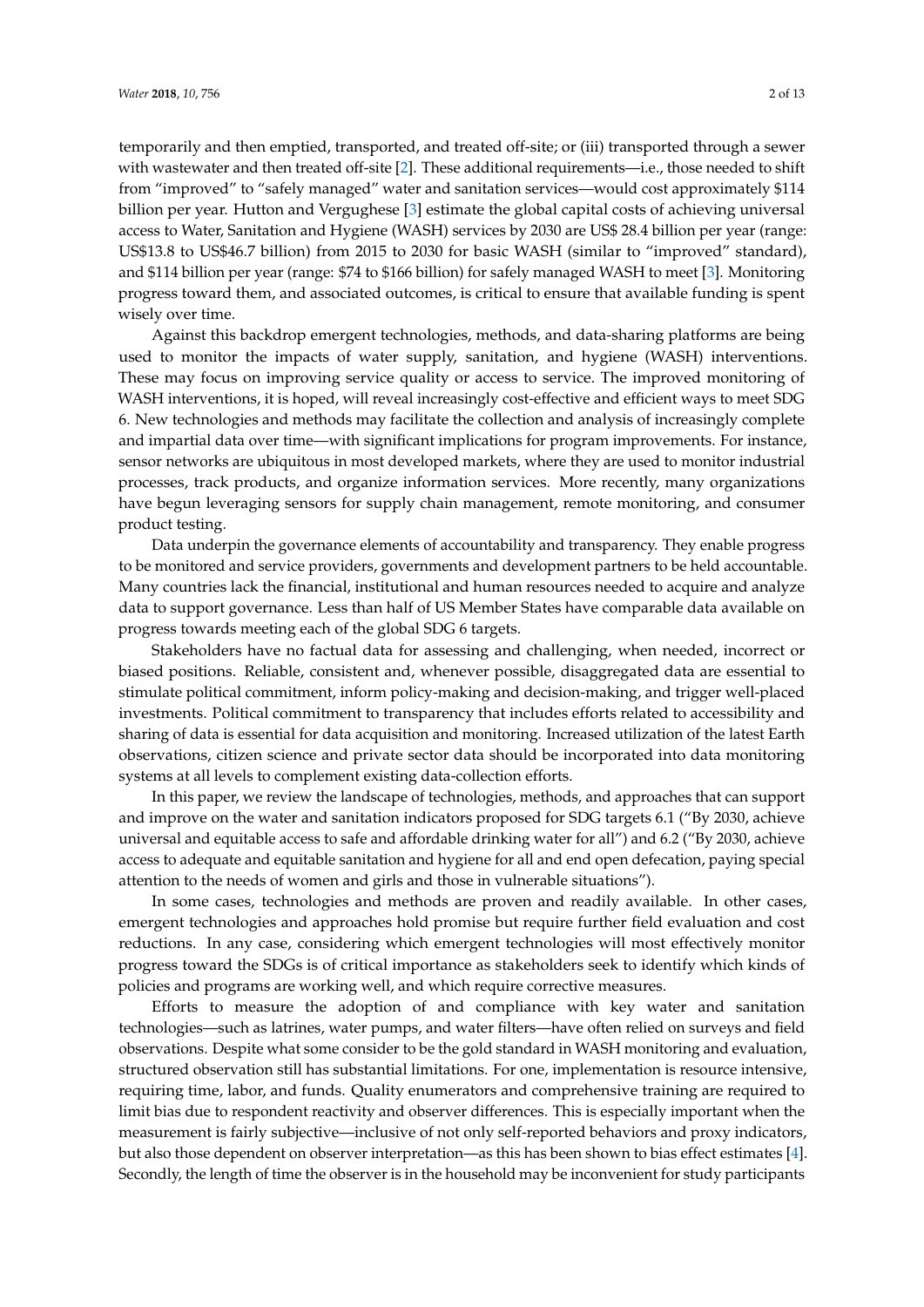temporarily and then emptied, transported, and treated off-site; or (iii) transported through a sewer with wastewater and then treated off-site [2]. These additional requirements—i.e., those needed to shift from "improved" to "safely managed" water and sanitation services—would cost approximately $114 billion per year. Hutton and Vergughese [3] estimate the global capital costs of achieving universal access to Water, Sanitation and Hygiene (WASH) services by 2030 are US$ 28.4 billion per year (range: US$13.8 to US$46.7 billion) from 2015 to 2030 for basic WASH (similar to "improved" standard), and $114 billion per year (range: $74 to $166 billion) for safely managed WASH to meet [3]. Monitoring progress toward them, and associated outcomes, is critical to ensure that available funding is spent wisely over time.

Against this backdrop emergent technologies, methods, and data-sharing platforms are being used to monitor the impacts of water supply, sanitation, and hygiene (WASH) interventions. These may focus on improving service quality or access to service. The improved monitoring of WASH interventions, it is hoped, will reveal increasingly cost-effective and efficient ways to meet SDG 6. New technologies and methods may facilitate the collection and analysis of increasingly complete and impartial data over time—with significant implications for program improvements. For instance, sensor networks are ubiquitous in most developed markets, where they are used to monitor industrial processes, track products, and organize information services. More recently, many organizations have begun leveraging sensors for supply chain management, remote monitoring, and consumer product testing.

Data underpin the governance elements of accountability and transparency. They enable progress to be monitored and service providers, governments and development partners to be held accountable. Many countries lack the financial, institutional and human resources needed to acquire and analyze data to support governance. Less than half of US Member States have comparable data available on progress towards meeting each of the global SDG 6 targets.

Stakeholders have no factual data for assessing and challenging, when needed, incorrect or biased positions. Reliable, consistent and, whenever possible, disaggregated data are essential to stimulate political commitment, inform policy-making and decision-making, and trigger well-placed investments. Political commitment to transparency that includes efforts related to accessibility and sharing of data is essential for data acquisition and monitoring. Increased utilization of the latest Earth observations, citizen science and private sector data should be incorporated into data monitoring systems at all levels to complement existing data-collection efforts.

In this paper, we review the landscape of technologies, methods, and approaches that can support and improve on the water and sanitation indicators proposed for SDG targets 6.1 ("By 2030, achieve universal and equitable access to safe and affordable drinking water for all") and 6.2 ("By 2030, achieve access to adequate and equitable sanitation and hygiene for all and end open defecation, paying special attention to the needs of women and girls and those in vulnerable situations").

In some cases, technologies and methods are proven and readily available. In other cases, emergent technologies and approaches hold promise but require further field evaluation and cost reductions. In any case, considering which emergent technologies will most effectively monitor progress toward the SDGs is of critical importance as stakeholders seek to identify which kinds of policies and programs are working well, and which require corrective measures.

Efforts to measure the adoption of and compliance with key water and sanitation technologies—such as latrines, water pumps, and water filters—have often relied on surveys and field observations. Despite what some consider to be the gold standard in WASH monitoring and evaluation, structured observation still has substantial limitations. For one, implementation is resource intensive, requiring time, labor, and funds. Quality enumerators and comprehensive training are required to limit bias due to respondent reactivity and observer differences. This is especially important when the measurement is fairly subjective—inclusive of not only self-reported behaviors and proxy indicators, but also those dependent on observer interpretation—as this has been shown to bias effect estimates [4]. Secondly, the length of time the observer is in the household may be inconvenient for study participants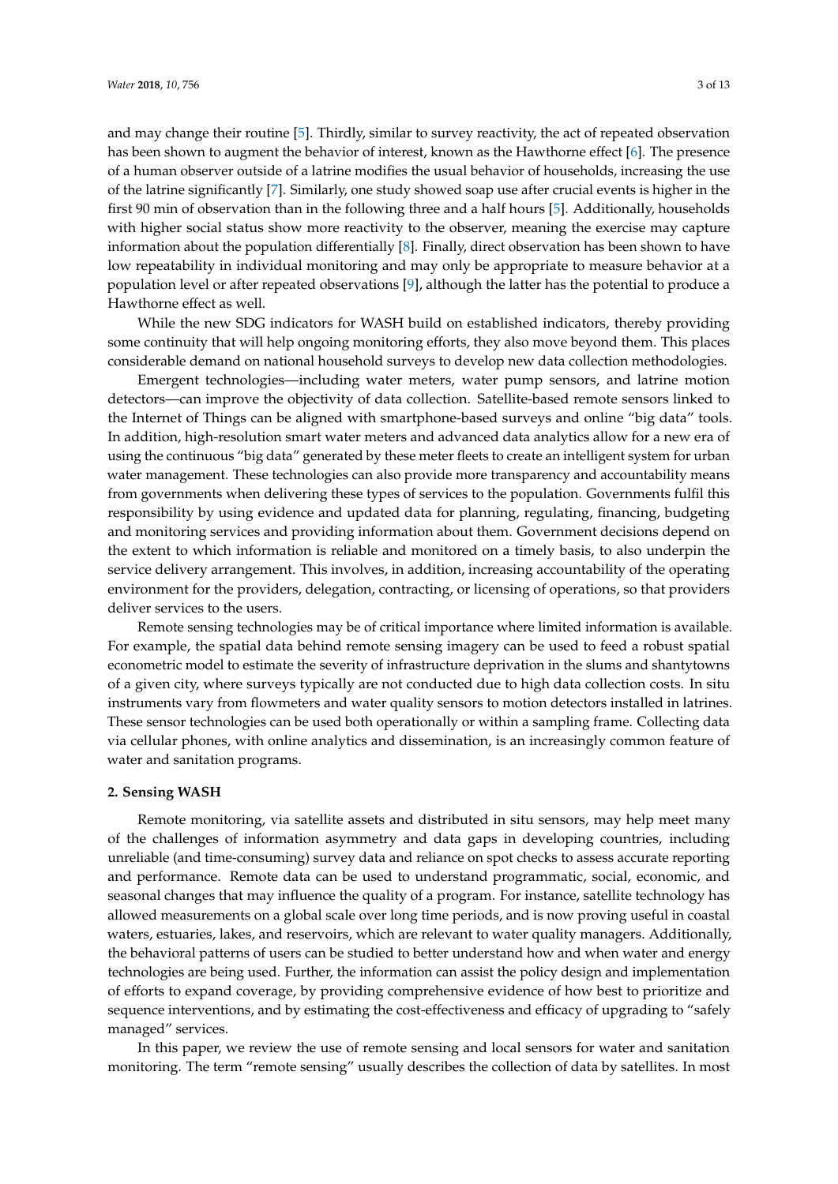and may change their routine [5]. Thirdly, similar to survey reactivity, the act of repeated observation has been shown to augment the behavior of interest, known as the Hawthorne effect [6]. The presence of a human observer outside of a latrine modifies the usual behavior of households, increasing the use of the latrine significantly [7]. Similarly, one study showed soap use after crucial events is higher in the first 90 min of observation than in the following three and a half hours [5]. Additionally, households with higher social status show more reactivity to the observer, meaning the exercise may capture information about the population differentially [8]. Finally, direct observation has been shown to have low repeatability in individual monitoring and may only be appropriate to measure behavior at a population level or after repeated observations [9], although the latter has the potential to produce a Hawthorne effect as well.

While the new SDG indicators for WASH build on established indicators, thereby providing some continuity that will help ongoing monitoring efforts, they also move beyond them. This places considerable demand on national household surveys to develop new data collection methodologies.

Emergent technologies—including water meters, water pump sensors, and latrine motion detectors—can improve the objectivity of data collection. Satellite-based remote sensors linked to the Internet of Things can be aligned with smartphone-based surveys and online "big data" tools. In addition, high-resolution smart water meters and advanced data analytics allow for a new era of using the continuous "big data" generated by these meter fleets to create an intelligent system for urban water management. These technologies can also provide more transparency and accountability means from governments when delivering these types of services to the population. Governments fulfil this responsibility by using evidence and updated data for planning, regulating, financing, budgeting and monitoring services and providing information about them. Government decisions depend on the extent to which information is reliable and monitored on a timely basis, to also underpin the service delivery arrangement. This involves, in addition, increasing accountability of the operating environment for the providers, delegation, contracting, or licensing of operations, so that providers deliver services to the users.

Remote sensing technologies may be of critical importance where limited information is available. For example, the spatial data behind remote sensing imagery can be used to feed a robust spatial econometric model to estimate the severity of infrastructure deprivation in the slums and shantytowns of a given city, where surveys typically are not conducted due to high data collection costs. In situ instruments vary from flowmeters and water quality sensors to motion detectors installed in latrines. These sensor technologies can be used both operationally or within a sampling frame. Collecting data via cellular phones, with online analytics and dissemination, is an increasingly common feature of water and sanitation programs.

## 2. Sensing WASH

Remote monitoring, via satellite assets and distributed in situ sensors, may help meet many of the challenges of information asymmetry and data gaps in developing countries, including unreliable (and time-consuming) survey data and reliance on spot checks to assess accurate reporting and performance. Remote data can be used to understand programmatic, social, economic, and seasonal changes that may influence the quality of a program. For instance, satellite technology has allowed measurements on a global scale over long time periods, and is now proving useful in coastal waters, estuaries, lakes, and reservoirs, which are relevant to water quality managers. Additionally, the behavioral patterns of users can be studied to better understand how and when water and energy technologies are being used. Further, the information can assist the policy design and implementation of efforts to expand coverage, by providing comprehensive evidence of how best to prioritize and sequence interventions, and by estimating the cost-effectiveness and efficacy of upgrading to "safely managed" services.

In this paper, we review the use of remote sensing and local sensors for water and sanitation monitoring. The term "remote sensing" usually describes the collection of data by satellites. In most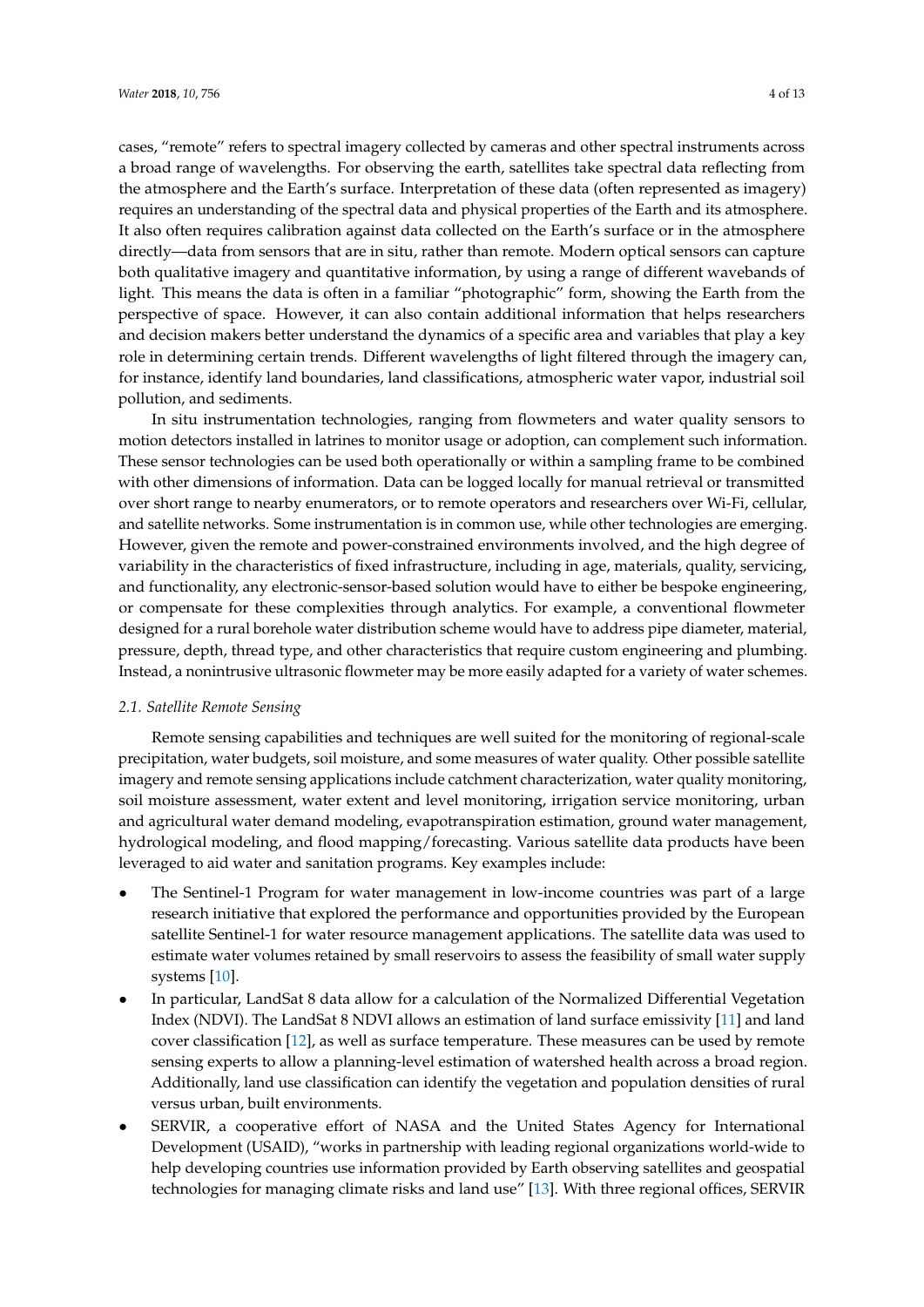cases, "remote" refers to spectral imagery collected by cameras and other spectral instruments across a broad range of wavelengths. For observing the earth, satellites take spectral data reflecting from the atmosphere and the Earth's surface. Interpretation of these data (often represented as imagery) requires an understanding of the spectral data and physical properties of the Earth and its atmosphere. It also often requires calibration against data collected on the Earth's surface or in the atmosphere directly—data from sensors that are in situ, rather than remote. Modern optical sensors can capture both qualitative imagery and quantitative information, by using a range of different wavebands of light. This means the data is often in a familiar "photographic" form, showing the Earth from the perspective of space. However, it can also contain additional information that helps researchers and decision makers better understand the dynamics of a specific area and variables that play a key role in determining certain trends. Different wavelengths of light filtered through the imagery can, for instance, identify land boundaries, land classifications, atmospheric water vapor, industrial soil pollution, and sediments.

In situ instrumentation technologies, ranging from flowmeters and water quality sensors to motion detectors installed in latrines to monitor usage or adoption, can complement such information. These sensor technologies can be used both operationally or within a sampling frame to be combined with other dimensions of information. Data can be logged locally for manual retrieval or transmitted over short range to nearby enumerators, or to remote operators and researchers over Wi-Fi, cellular, and satellite networks. Some instrumentation is in common use, while other technologies are emerging. However, given the remote and power-constrained environments involved, and the high degree of variability in the characteristics of fixed infrastructure, including in age, materials, quality, servicing, and functionality, any electronic-sensor-based solution would have to either be bespoke engineering, or compensate for these complexities through analytics. For example, a conventional flowmeter designed for a rural borehole water distribution scheme would have to address pipe diameter, material, pressure, depth, thread type, and other characteristics that require custom engineering and plumbing. Instead, a nonintrusive ultrasonic flowmeter may be more easily adapted for a variety of water schemes.

### *2.1. Satellite Remote Sensing*

Remote sensing capabilities and techniques are well suited for the monitoring of regional-scale precipitation, water budgets, soil moisture, and some measures of water quality. Other possible satellite imagery and remote sensing applications include catchment characterization, water quality monitoring, soil moisture assessment, water extent and level monitoring, irrigation service monitoring, urban and agricultural water demand modeling, evapotranspiration estimation, ground water management, hydrological modeling, and flood mapping/forecasting. Various satellite data products have been leveraged to aid water and sanitation programs. Key examples include:

- The Sentinel-1 Program for water management in low-income countries was part of a large research initiative that explored the performance and opportunities provided by the European satellite Sentinel-1 for water resource management applications. The satellite data was used to estimate water volumes retained by small reservoirs to assess the feasibility of small water supply systems [10].
- In particular, LandSat 8 data allow for a calculation of the Normalized Differential Vegetation Index (NDVI). The LandSat 8 NDVI allows an estimation of land surface emissivity [11] and land cover classification [12], as well as surface temperature. These measures can be used by remote sensing experts to allow a planning-level estimation of watershed health across a broad region. Additionally, land use classification can identify the vegetation and population densities of rural versus urban, built environments.
- SERVIR, a cooperative effort of NASA and the United States Agency for International Development (USAID), "works in partnership with leading regional organizations world-wide to help developing countries use information provided by Earth observing satellites and geospatial technologies for managing climate risks and land use" [13]. With three regional offices, SERVIR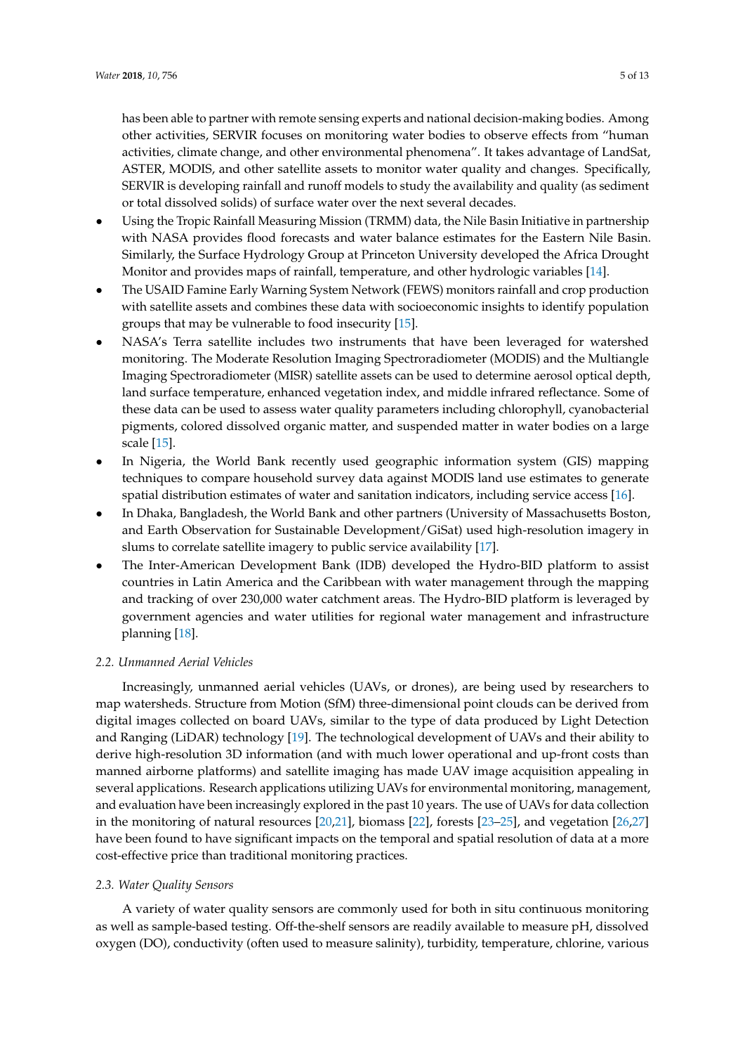has been able to partner with remote sensing experts and national decision-making bodies. Among other activities, SERVIR focuses on monitoring water bodies to observe effects from "human activities, climate change, and other environmental phenomena". It takes advantage of LandSat, ASTER, MODIS, and other satellite assets to monitor water quality and changes. Specifically, SERVIR is developing rainfall and runoff models to study the availability and quality (as sediment or total dissolved solids) of surface water over the next several decades.

- Using the Tropic Rainfall Measuring Mission (TRMM) data, the Nile Basin Initiative in partnership with NASA provides flood forecasts and water balance estimates for the Eastern Nile Basin. Similarly, the Surface Hydrology Group at Princeton University developed the Africa Drought Monitor and provides maps of rainfall, temperature, and other hydrologic variables [14].
- The USAID Famine Early Warning System Network (FEWS) monitors rainfall and crop production with satellite assets and combines these data with socioeconomic insights to identify population groups that may be vulnerable to food insecurity [15].
- NASA's Terra satellite includes two instruments that have been leveraged for watershed monitoring. The Moderate Resolution Imaging Spectroradiometer (MODIS) and the Multiangle Imaging Spectroradiometer (MISR) satellite assets can be used to determine aerosol optical depth, land surface temperature, enhanced vegetation index, and middle infrared reflectance. Some of these data can be used to assess water quality parameters including chlorophyll, cyanobacterial pigments, colored dissolved organic matter, and suspended matter in water bodies on a large scale [15].
- In Nigeria, the World Bank recently used geographic information system (GIS) mapping techniques to compare household survey data against MODIS land use estimates to generate spatial distribution estimates of water and sanitation indicators, including service access [16].
- In Dhaka, Bangladesh, the World Bank and other partners (University of Massachusetts Boston, and Earth Observation for Sustainable Development/GiSat) used high-resolution imagery in slums to correlate satellite imagery to public service availability [17].
- The Inter-American Development Bank (IDB) developed the Hydro-BID platform to assist countries in Latin America and the Caribbean with water management through the mapping and tracking of over 230,000 water catchment areas. The Hydro-BID platform is leveraged by government agencies and water utilities for regional water management and infrastructure planning [18].

### *2.2. Unmanned Aerial Vehicles*

Increasingly, unmanned aerial vehicles (UAVs, or drones), are being used by researchers to map watersheds. Structure from Motion (SfM) three-dimensional point clouds can be derived from digital images collected on board UAVs, similar to the type of data produced by Light Detection and Ranging (LiDAR) technology [19]. The technological development of UAVs and their ability to derive high-resolution 3D information (and with much lower operational and up-front costs than manned airborne platforms) and satellite imaging has made UAV image acquisition appealing in several applications. Research applications utilizing UAVs for environmental monitoring, management, and evaluation have been increasingly explored in the past 10 years. The use of UAVs for data collection in the monitoring of natural resources [20,21], biomass [22], forests [23–25], and vegetation [26,27] have been found to have significant impacts on the temporal and spatial resolution of data at a more cost-effective price than traditional monitoring practices.

### *2.3. Water Quality Sensors*

A variety of water quality sensors are commonly used for both in situ continuous monitoring as well as sample-based testing. Off-the-shelf sensors are readily available to measure pH, dissolved oxygen (DO), conductivity (often used to measure salinity), turbidity, temperature, chlorine, various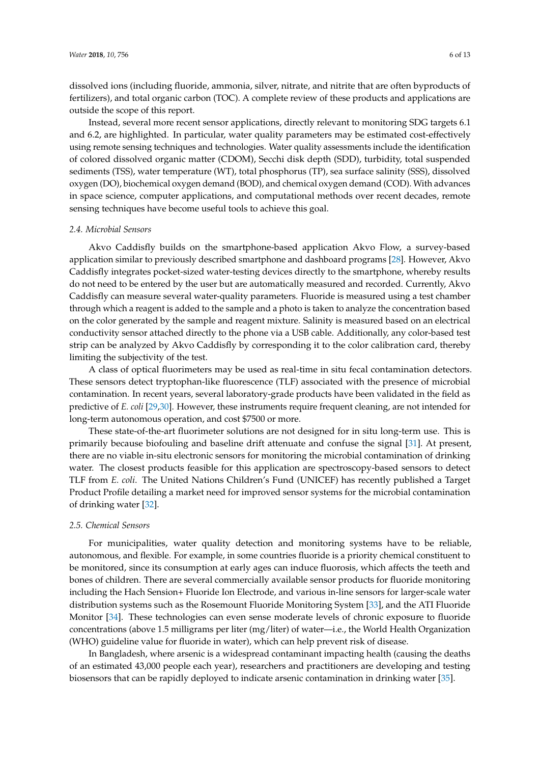dissolved ions (including fluoride, ammonia, silver, nitrate, and nitrite that are often byproducts of fertilizers), and total organic carbon (TOC). A complete review of these products and applications are outside the scope of this report.

Instead, several more recent sensor applications, directly relevant to monitoring SDG targets 6.1 and 6.2, are highlighted. In particular, water quality parameters may be estimated cost-effectively using remote sensing techniques and technologies. Water quality assessments include the identification of colored dissolved organic matter (CDOM), Secchi disk depth (SDD), turbidity, total suspended sediments (TSS), water temperature (WT), total phosphorus (TP), sea surface salinity (SSS), dissolved oxygen (DO), biochemical oxygen demand (BOD), and chemical oxygen demand (COD). With advances in space science, computer applications, and computational methods over recent decades, remote sensing techniques have become useful tools to achieve this goal.

### *2.4. Microbial Sensors*

Akvo Caddisfly builds on the smartphone-based application Akvo Flow, a survey-based application similar to previously described smartphone and dashboard programs [28]. However, Akvo Caddisfly integrates pocket-sized water-testing devices directly to the smartphone, whereby results do not need to be entered by the user but are automatically measured and recorded. Currently, Akvo Caddisfly can measure several water-quality parameters. Fluoride is measured using a test chamber through which a reagent is added to the sample and a photo is taken to analyze the concentration based on the color generated by the sample and reagent mixture. Salinity is measured based on an electrical conductivity sensor attached directly to the phone via a USB cable. Additionally, any color-based test strip can be analyzed by Akvo Caddisfly by corresponding it to the color calibration card, thereby limiting the subjectivity of the test.

A class of optical fluorimeters may be used as real-time in situ fecal contamination detectors. These sensors detect tryptophan-like fluorescence (TLF) associated with the presence of microbial contamination. In recent years, several laboratory-grade products have been validated in the field as predictive of *E. coli* [29,30]. However, these instruments require frequent cleaning, are not intended for long-term autonomous operation, and cost $7500 or more.

These state-of-the-art fluorimeter solutions are not designed for in situ long-term use. This is primarily because biofouling and baseline drift attenuate and confuse the signal [31]. At present, there are no viable in-situ electronic sensors for monitoring the microbial contamination of drinking water. The closest products feasible for this application are spectroscopy-based sensors to detect TLF from *E. coli*. The United Nations Children's Fund (UNICEF) has recently published a Target Product Profile detailing a market need for improved sensor systems for the microbial contamination of drinking water [32].

### *2.5. Chemical Sensors*

For municipalities, water quality detection and monitoring systems have to be reliable, autonomous, and flexible. For example, in some countries fluoride is a priority chemical constituent to be monitored, since its consumption at early ages can induce fluorosis, which affects the teeth and bones of children. There are several commercially available sensor products for fluoride monitoring including the Hach Sension+ Fluoride Ion Electrode, and various in-line sensors for larger-scale water distribution systems such as the Rosemount Fluoride Monitoring System [33], and the ATI Fluoride Monitor [34]. These technologies can even sense moderate levels of chronic exposure to fluoride concentrations (above 1.5 milligrams per liter (mg/liter) of water—i.e., the World Health Organization (WHO) guideline value for fluoride in water), which can help prevent risk of disease.

In Bangladesh, where arsenic is a widespread contaminant impacting health (causing the deaths of an estimated 43,000 people each year), researchers and practitioners are developing and testing biosensors that can be rapidly deployed to indicate arsenic contamination in drinking water [35].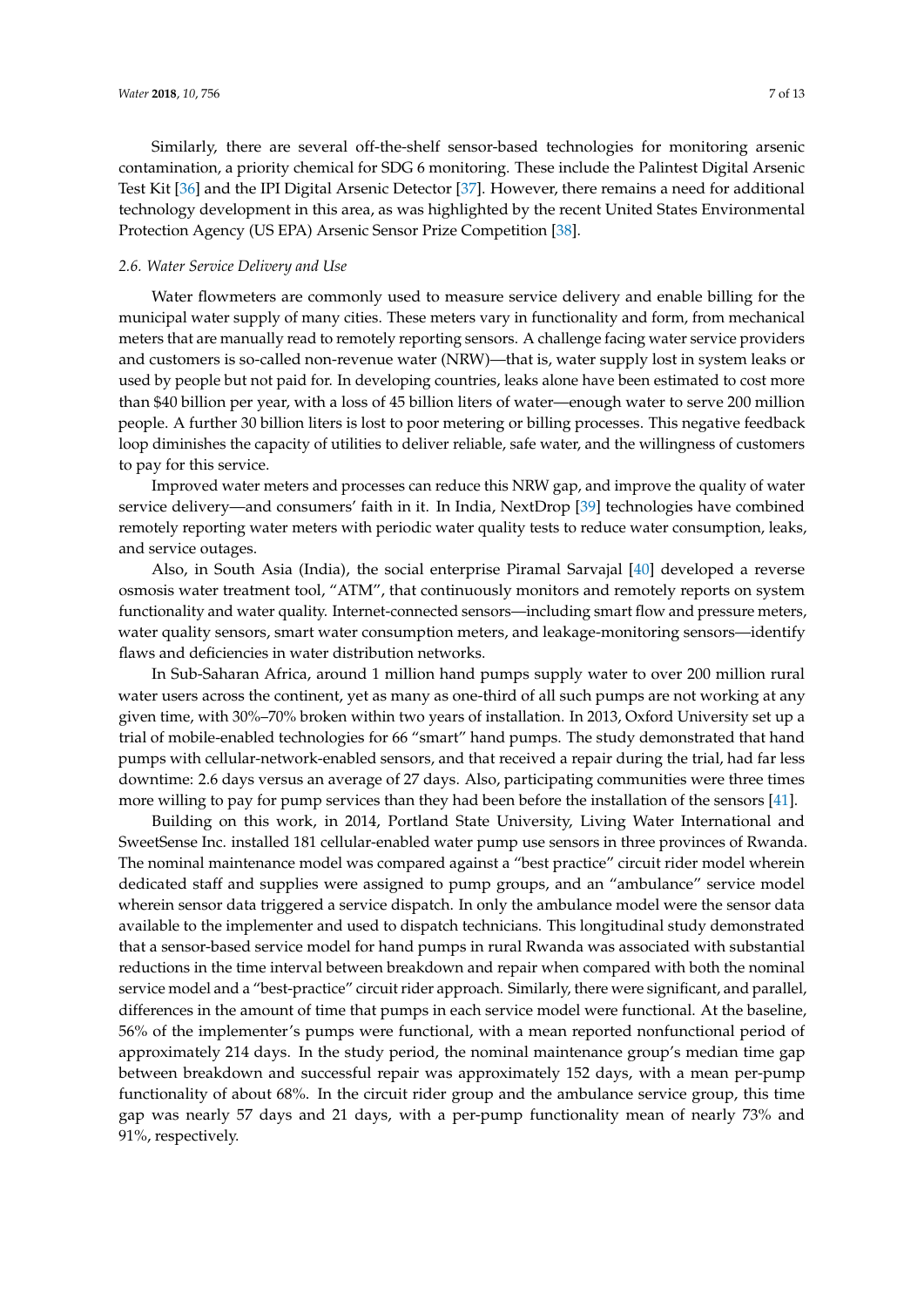Similarly, there are several off-the-shelf sensor-based technologies for monitoring arsenic contamination, a priority chemical for SDG 6 monitoring. These include the Palintest Digital Arsenic Test Kit [36] and the IPI Digital Arsenic Detector [37]. However, there remains a need for additional technology development in this area, as was highlighted by the recent United States Environmental Protection Agency (US EPA) Arsenic Sensor Prize Competition [38].

### *2.6. Water Service Delivery and Use*

Water flowmeters are commonly used to measure service delivery and enable billing for the municipal water supply of many cities. These meters vary in functionality and form, from mechanical meters that are manually read to remotely reporting sensors. A challenge facing water service providers and customers is so-called non-revenue water (NRW)—that is, water supply lost in system leaks or used by people but not paid for. In developing countries, leaks alone have been estimated to cost more than $40 billion per year, with a loss of 45 billion liters of water—enough water to serve 200 million people. A further 30 billion liters is lost to poor metering or billing processes. This negative feedback loop diminishes the capacity of utilities to deliver reliable, safe water, and the willingness of customers to pay for this service.

Improved water meters and processes can reduce this NRW gap, and improve the quality of water service delivery—and consumers' faith in it. In India, NextDrop [39] technologies have combined remotely reporting water meters with periodic water quality tests to reduce water consumption, leaks, and service outages.

Also, in South Asia (India), the social enterprise Piramal Sarvajal [40] developed a reverse osmosis water treatment tool, "ATM", that continuously monitors and remotely reports on system functionality and water quality. Internet-connected sensors—including smart flow and pressure meters, water quality sensors, smart water consumption meters, and leakage-monitoring sensors—identify flaws and deficiencies in water distribution networks.

In Sub-Saharan Africa, around 1 million hand pumps supply water to over 200 million rural water users across the continent, yet as many as one-third of all such pumps are not working at any given time, with 30%–70% broken within two years of installation. In 2013, Oxford University set up a trial of mobile-enabled technologies for 66 "smart" hand pumps. The study demonstrated that hand pumps with cellular-network-enabled sensors, and that received a repair during the trial, had far less downtime: 2.6 days versus an average of 27 days. Also, participating communities were three times more willing to pay for pump services than they had been before the installation of the sensors [41].

Building on this work, in 2014, Portland State University, Living Water International and SweetSense Inc. installed 181 cellular-enabled water pump use sensors in three provinces of Rwanda. The nominal maintenance model was compared against a "best practice" circuit rider model wherein dedicated staff and supplies were assigned to pump groups, and an "ambulance" service model wherein sensor data triggered a service dispatch. In only the ambulance model were the sensor data available to the implementer and used to dispatch technicians. This longitudinal study demonstrated that a sensor-based service model for hand pumps in rural Rwanda was associated with substantial reductions in the time interval between breakdown and repair when compared with both the nominal service model and a "best-practice" circuit rider approach. Similarly, there were significant, and parallel, differences in the amount of time that pumps in each service model were functional. At the baseline, 56% of the implementer's pumps were functional, with a mean reported nonfunctional period of approximately 214 days. In the study period, the nominal maintenance group's median time gap between breakdown and successful repair was approximately 152 days, with a mean per-pump functionality of about 68%. In the circuit rider group and the ambulance service group, this time gap was nearly 57 days and 21 days, with a per-pump functionality mean of nearly 73% and 91%, respectively.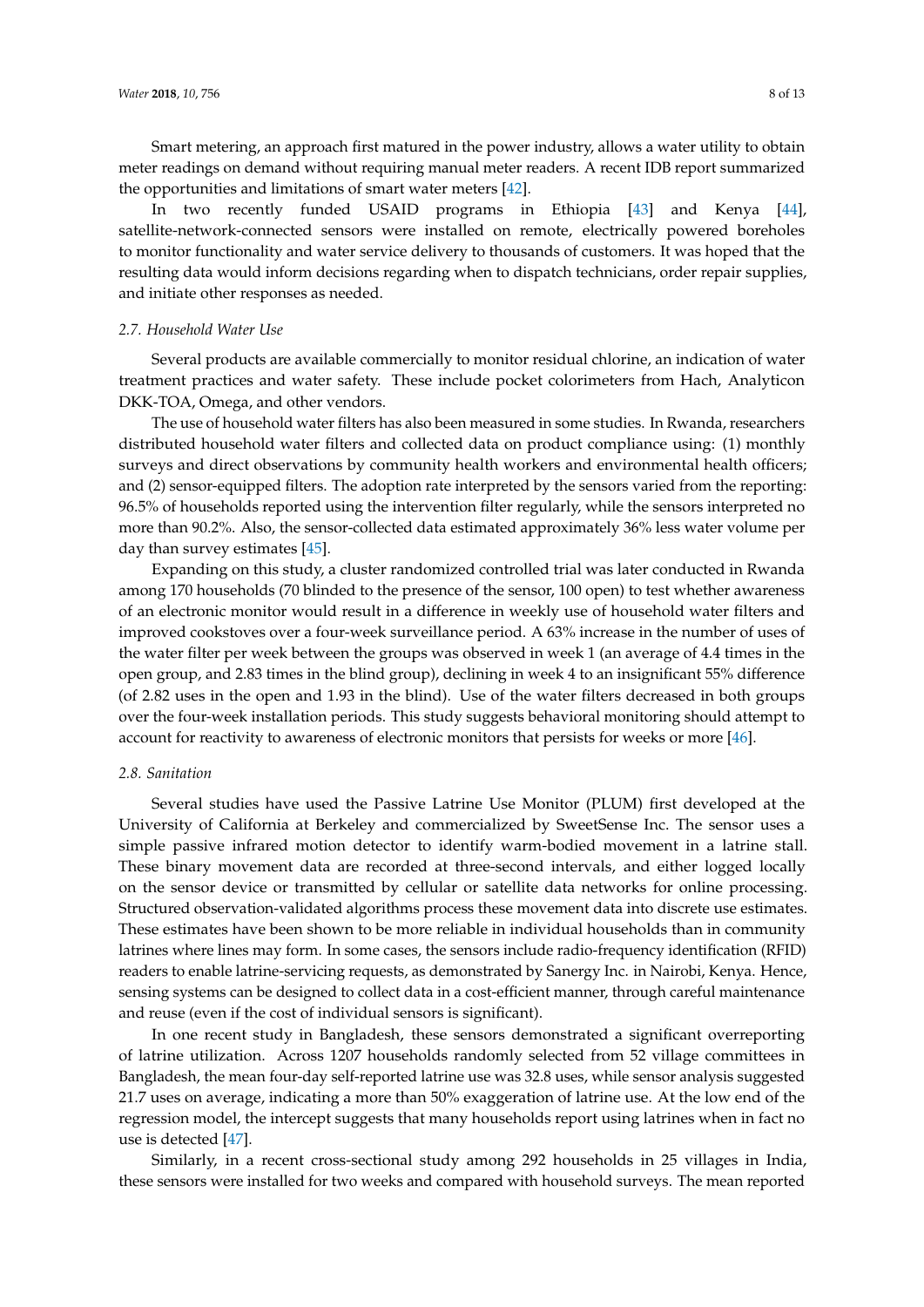Smart metering, an approach first matured in the power industry, allows a water utility to obtain meter readings on demand without requiring manual meter readers. A recent IDB report summarized the opportunities and limitations of smart water meters [42].

In two recently funded USAID programs in Ethiopia [43] and Kenya [44], satellite-network-connected sensors were installed on remote, electrically powered boreholes to monitor functionality and water service delivery to thousands of customers. It was hoped that the resulting data would inform decisions regarding when to dispatch technicians, order repair supplies, and initiate other responses as needed.

### *2.7. Household Water Use*

Several products are available commercially to monitor residual chlorine, an indication of water treatment practices and water safety. These include pocket colorimeters from Hach, Analyticon DKK-TOA, Omega, and other vendors.

The use of household water filters has also been measured in some studies. In Rwanda, researchers distributed household water filters and collected data on product compliance using: (1) monthly surveys and direct observations by community health workers and environmental health officers; and (2) sensor-equipped filters. The adoption rate interpreted by the sensors varied from the reporting: 96.5% of households reported using the intervention filter regularly, while the sensors interpreted no more than 90.2%. Also, the sensor-collected data estimated approximately 36% less water volume per day than survey estimates [45].

Expanding on this study, a cluster randomized controlled trial was later conducted in Rwanda among 170 households (70 blinded to the presence of the sensor, 100 open) to test whether awareness of an electronic monitor would result in a difference in weekly use of household water filters and improved cookstoves over a four-week surveillance period. A 63% increase in the number of uses of the water filter per week between the groups was observed in week 1 (an average of 4.4 times in the open group, and 2.83 times in the blind group), declining in week 4 to an insignificant 55% difference (of 2.82 uses in the open and 1.93 in the blind). Use of the water filters decreased in both groups over the four-week installation periods. This study suggests behavioral monitoring should attempt to account for reactivity to awareness of electronic monitors that persists for weeks or more [46].

### *2.8. Sanitation*

Several studies have used the Passive Latrine Use Monitor (PLUM) first developed at the University of California at Berkeley and commercialized by SweetSense Inc. The sensor uses a simple passive infrared motion detector to identify warm-bodied movement in a latrine stall. These binary movement data are recorded at three-second intervals, and either logged locally on the sensor device or transmitted by cellular or satellite data networks for online processing. Structured observation-validated algorithms process these movement data into discrete use estimates. These estimates have been shown to be more reliable in individual households than in community latrines where lines may form. In some cases, the sensors include radio-frequency identification (RFID) readers to enable latrine-servicing requests, as demonstrated by Sanergy Inc. in Nairobi, Kenya. Hence, sensing systems can be designed to collect data in a cost-efficient manner, through careful maintenance and reuse (even if the cost of individual sensors is significant).

In one recent study in Bangladesh, these sensors demonstrated a significant overreporting of latrine utilization. Across 1207 households randomly selected from 52 village committees in Bangladesh, the mean four-day self-reported latrine use was 32.8 uses, while sensor analysis suggested 21.7 uses on average, indicating a more than 50% exaggeration of latrine use. At the low end of the regression model, the intercept suggests that many households report using latrines when in fact no use is detected [47].

Similarly, in a recent cross-sectional study among 292 households in 25 villages in India, these sensors were installed for two weeks and compared with household surveys. The mean reported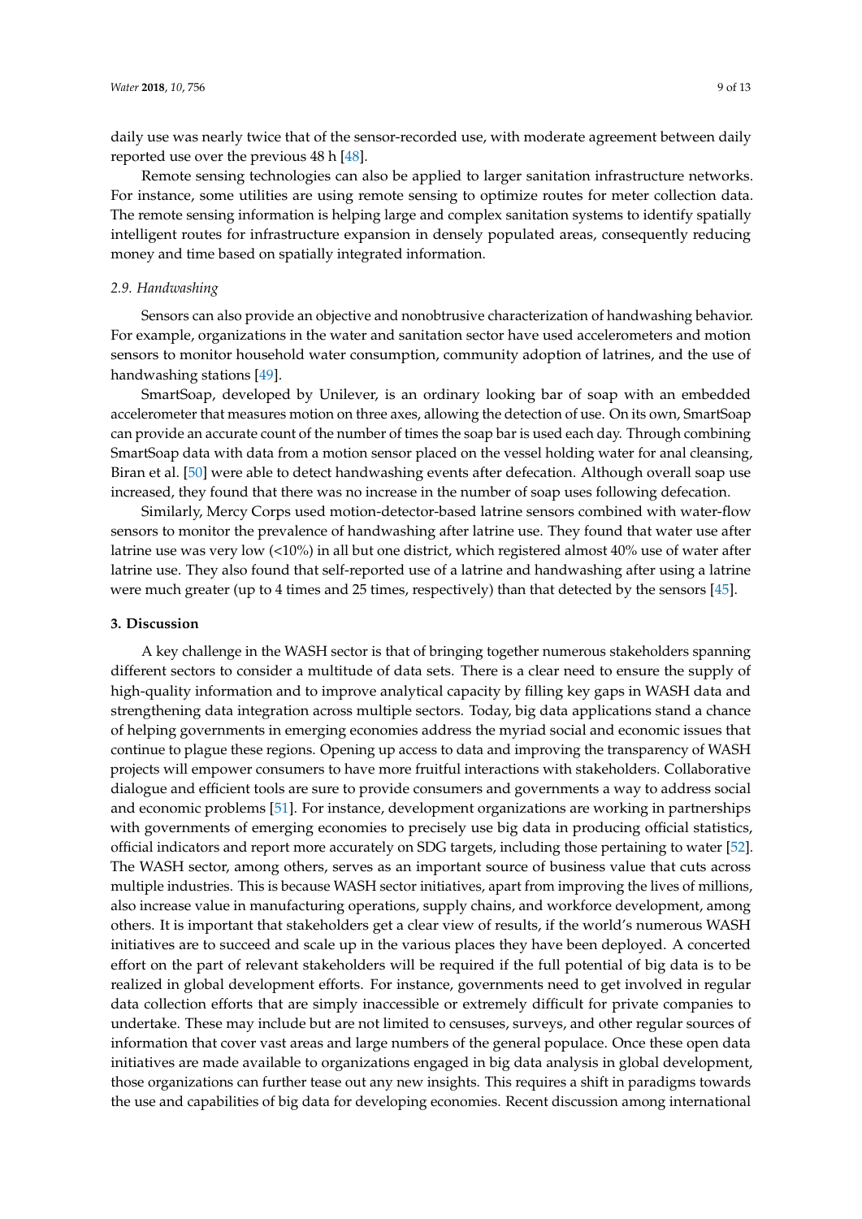daily use was nearly twice that of the sensor-recorded use, with moderate agreement between daily reported use over the previous 48 h [48].

Remote sensing technologies can also be applied to larger sanitation infrastructure networks. For instance, some utilities are using remote sensing to optimize routes for meter collection data. The remote sensing information is helping large and complex sanitation systems to identify spatially intelligent routes for infrastructure expansion in densely populated areas, consequently reducing money and time based on spatially integrated information.

### *2.9. Handwashing*

Sensors can also provide an objective and nonobtrusive characterization of handwashing behavior. For example, organizations in the water and sanitation sector have used accelerometers and motion sensors to monitor household water consumption, community adoption of latrines, and the use of handwashing stations [49].

SmartSoap, developed by Unilever, is an ordinary looking bar of soap with an embedded accelerometer that measures motion on three axes, allowing the detection of use. On its own, SmartSoap can provide an accurate count of the number of times the soap bar is used each day. Through combining SmartSoap data with data from a motion sensor placed on the vessel holding water for anal cleansing, Biran et al. [50] were able to detect handwashing events after defecation. Although overall soap use increased, they found that there was no increase in the number of soap uses following defecation.

Similarly, Mercy Corps used motion-detector-based latrine sensors combined with water-flow sensors to monitor the prevalence of handwashing after latrine use. They found that water use after latrine use was very low (<10%) in all but one district, which registered almost 40% use of water after latrine use. They also found that self-reported use of a latrine and handwashing after using a latrine were much greater (up to 4 times and 25 times, respectively) than that detected by the sensors [45].

## **3. Discussion**

A key challenge in the WASH sector is that of bringing together numerous stakeholders spanning different sectors to consider a multitude of data sets. There is a clear need to ensure the supply of high-quality information and to improve analytical capacity by filling key gaps in WASH data and strengthening data integration across multiple sectors. Today, big data applications stand a chance of helping governments in emerging economies address the myriad social and economic issues that continue to plague these regions. Opening up access to data and improving the transparency of WASH projects will empower consumers to have more fruitful interactions with stakeholders. Collaborative dialogue and efficient tools are sure to provide consumers and governments a way to address social and economic problems [51]. For instance, development organizations are working in partnerships with governments of emerging economies to precisely use big data in producing official statistics, official indicators and report more accurately on SDG targets, including those pertaining to water [52]. The WASH sector, among others, serves as an important source of business value that cuts across multiple industries. This is because WASH sector initiatives, apart from improving the lives of millions, also increase value in manufacturing operations, supply chains, and workforce development, among others. It is important that stakeholders get a clear view of results, if the world's numerous WASH initiatives are to succeed and scale up in the various places they have been deployed. A concerted effort on the part of relevant stakeholders will be required if the full potential of big data is to be realized in global development efforts. For instance, governments need to get involved in regular data collection efforts that are simply inaccessible or extremely difficult for private companies to undertake. These may include but are not limited to censuses, surveys, and other regular sources of information that cover vast areas and large numbers of the general populace. Once these open data initiatives are made available to organizations engaged in big data analysis in global development, those organizations can further tease out any new insights. This requires a shift in paradigms towards the use and capabilities of big data for developing economies. Recent discussion among international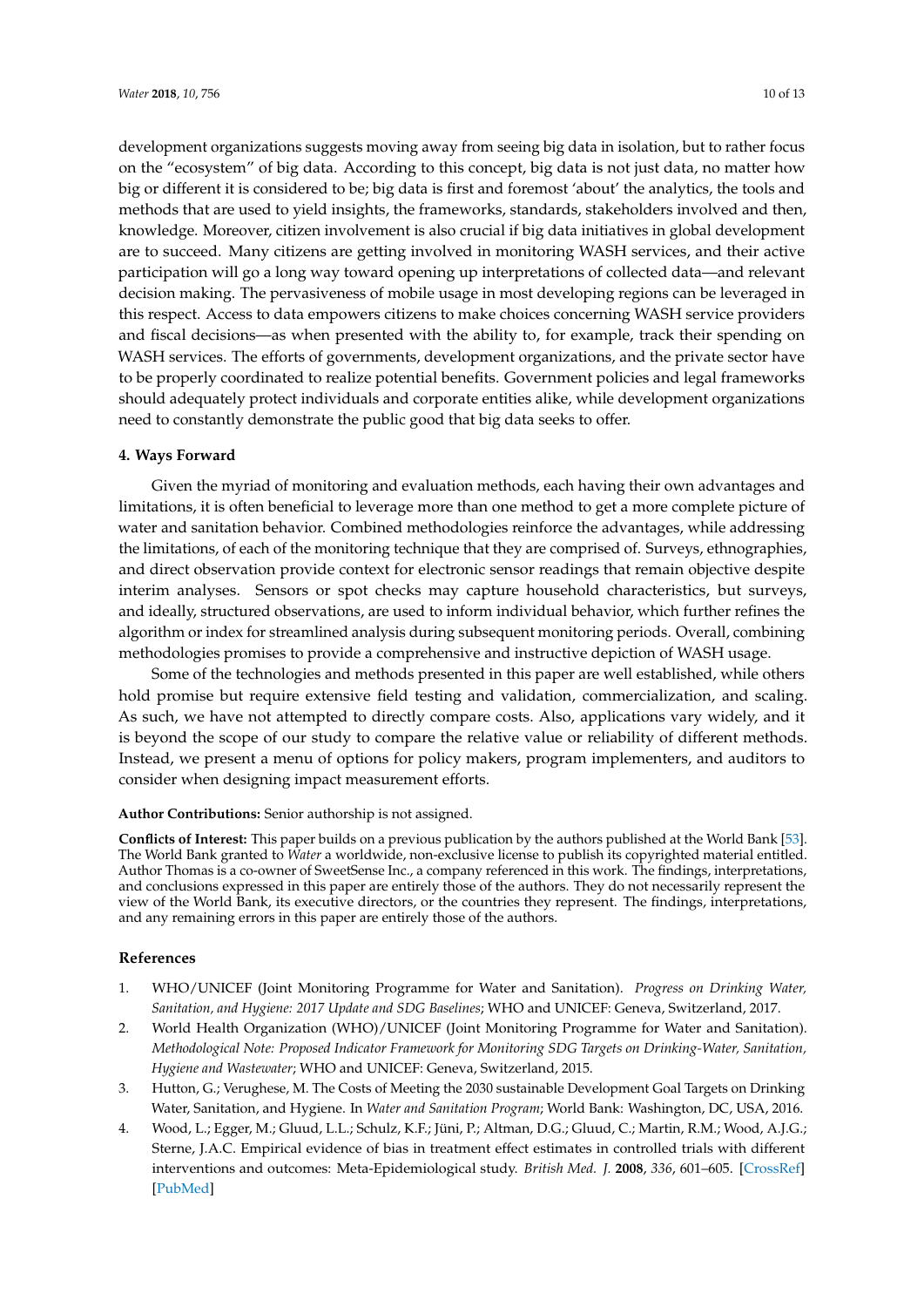development organizations suggests moving away from seeing big data in isolation, but to rather focus on the "ecosystem" of big data. According to this concept, big data is not just data, no matter how big or different it is considered to be; big data is first and foremost 'about' the analytics, the tools and methods that are used to yield insights, the frameworks, standards, stakeholders involved and then, knowledge. Moreover, citizen involvement is also crucial if big data initiatives in global development are to succeed. Many citizens are getting involved in monitoring WASH services, and their active participation will go a long way toward opening up interpretations of collected data—and relevant decision making. The pervasiveness of mobile usage in most developing regions can be leveraged in this respect. Access to data empowers citizens to make choices concerning WASH service providers and fiscal decisions—as when presented with the ability to, for example, track their spending on WASH services. The efforts of governments, development organizations, and the private sector have to be properly coordinated to realize potential benefits. Government policies and legal frameworks should adequately protect individuals and corporate entities alike, while development organizations need to constantly demonstrate the public good that big data seeks to offer.

## 4. Ways Forward

Given the myriad of monitoring and evaluation methods, each having their own advantages and limitations, it is often beneficial to leverage more than one method to get a more complete picture of water and sanitation behavior. Combined methodologies reinforce the advantages, while addressing the limitations, of each of the monitoring technique that they are comprised of. Surveys, ethnographies, and direct observation provide context for electronic sensor readings that remain objective despite interim analyses. Sensors or spot checks may capture household characteristics, but surveys, and ideally, structured observations, are used to inform individual behavior, which further refines the algorithm or index for streamlined analysis during subsequent monitoring periods. Overall, combining methodologies promises to provide a comprehensive and instructive depiction of WASH usage.

Some of the technologies and methods presented in this paper are well established, while others hold promise but require extensive field testing and validation, commercialization, and scaling. As such, we have not attempted to directly compare costs. Also, applications vary widely, and it is beyond the scope of our study to compare the relative value or reliability of different methods. Instead, we present a menu of options for policy makers, program implementers, and auditors to consider when designing impact measurement efforts.

**Author Contributions:** Senior authorship is not assigned.

**Conflicts of Interest:** This paper builds on a previous publication by the authors published at the World Bank [53]. The World Bank granted to *Water* a worldwide, non-exclusive license to publish its copyrighted material entitled. Author Thomas is a co-owner of SweetSense Inc., a company referenced in this work. The findings, interpretations, and conclusions expressed in this paper are entirely those of the authors. They do not necessarily represent the view of the World Bank, its executive directors, or the countries they represent. The findings, interpretations, and any remaining errors in this paper are entirely those of the authors.

## References

1. WHO/UNICEF (Joint Monitoring Programme for Water and Sanitation). *Progress on Drinking Water, Sanitation, and Hygiene: 2017 Update and SDG Baselines*; WHO and UNICEF: Geneva, Switzerland, 2017.
2. World Health Organization (WHO)/UNICEF (Joint Monitoring Programme for Water and Sanitation). *Methodological Note: Proposed Indicator Framework for Monitoring SDG Targets on Drinking-Water, Sanitation, Hygiene and Wastewater*; WHO and UNICEF: Geneva, Switzerland, 2015.
3. Hutton, G.; Varughese, M. The Costs of Meeting the 2030 sustainable Development Goal Targets on Drinking Water, Sanitation, and Hygiene. In *Water and Sanitation Program*; World Bank: Washington, DC, USA, 2016.
4. Wood, L.; Egger, M.; Gluud, L.L.; Schulz, K.F.; Jüni, P.; Altman, D.G.; Gluud, C.; Martin, R.M.; Wood, A.J.G.; Sterne, J.A.C. Empirical evidence of bias in treatment effect estimates in controlled trials with different interventions and outcomes: Meta-Epidemiological study. *British Med. J.* **2008**, *336*, 601–605. [CrossRef] [PubMed]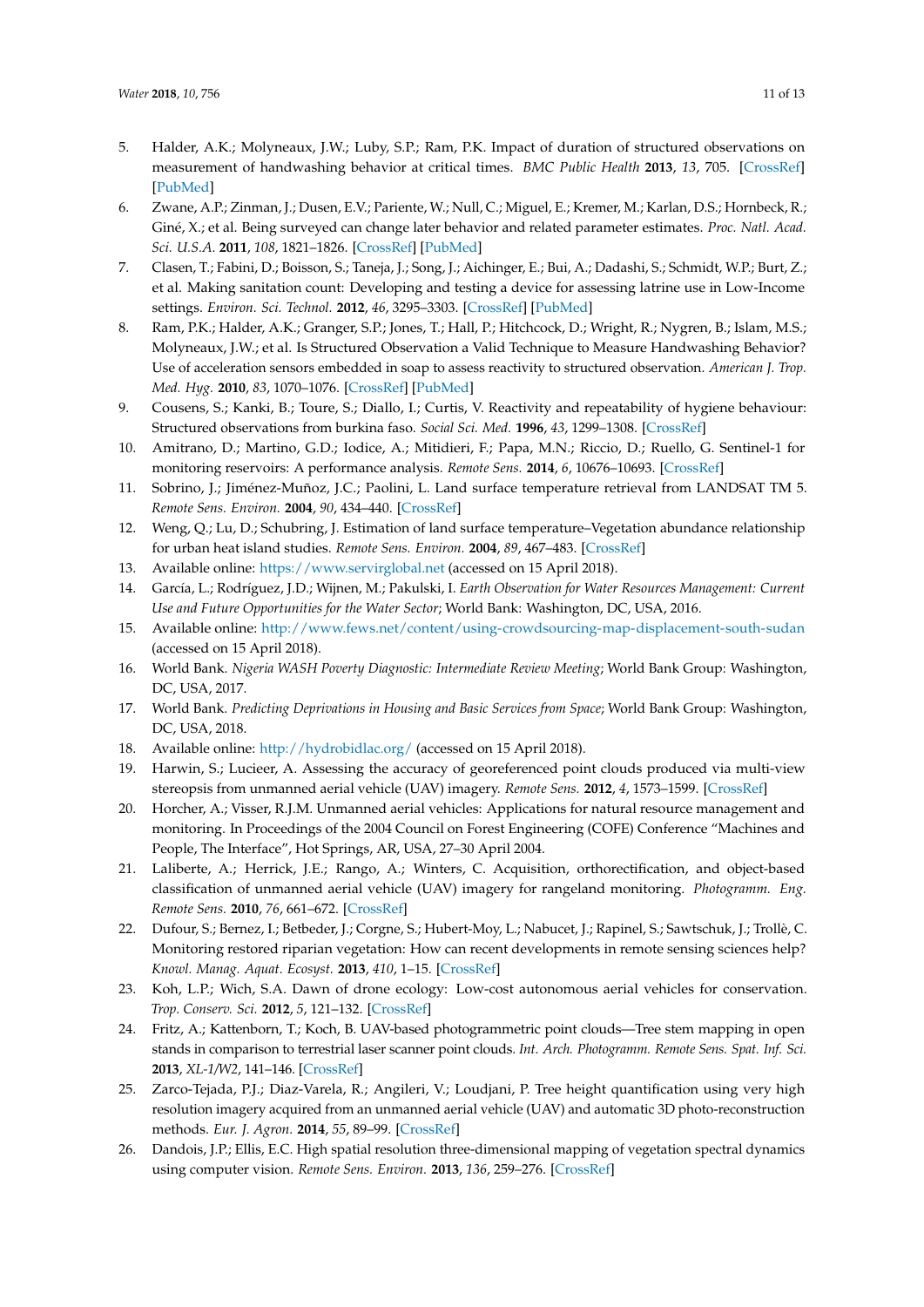5. Halder, A.K.; Molyneaux, J.W.; Luby, S.P.; Ram, P.K. Impact of duration of structured observations on measurement of handwashing behavior at critical times. *BMC Public Health* **2013**, *13*, 705. [CrossRef] [PubMed]
6. Zwane, A.P.; Zinman, J.; Dusen, E.V.; Pariente, W.; Null, C.; Miguel, E.; Kremer, M.; Karlan, D.S.; Hornbeck, R.; Giné, X.; et al. Being surveyed can change later behavior and related parameter estimates. *Proc. Natl. Acad. Sci. U.S.A.* **2011**, *108*, 1821–1826. [CrossRef] [PubMed]
7. Clasen, T.; Fabini, D.; Boisson, S.; Taneja, J.; Song, J.; Aichinger, E.; Bui, A.; Dadashi, S.; Schmidt, W.P.; Burt, Z.; et al. Making sanitation count: Developing and testing a device for assessing latrine use in Low-Income settings. *Environ. Sci. Technol.* **2012**, *46*, 3295–3303. [CrossRef] [PubMed]
8. Ram, P.K.; Halder, A.K.; Granger, S.P.; Jones, T.; Hall, P.; Hitchcock, D.; Wright, R.; Nygren, B.; Islam, M.S.; Molyneaux, J.W.; et al. Is Structured Observation a Valid Technique to Measure Handwashing Behavior? Use of acceleration sensors embedded in soap to assess reactivity to structured observation. *American J. Trop. Med. Hyg.* **2010**, *83*, 1070–1076. [CrossRef] [PubMed]
9. Cousens, S.; Kanki, B.; Toure, S.; Diallo, I.; Curtis, V. Reactivity and repeatability of hygiene behaviour: Structured observations from burkina faso. *Social Sci. Med.* **1996**, *43*, 1299–1308. [CrossRef]
10. Amitrano, D.; Martino, G.D.; Iodice, A.; Mitidieri, F.; Papa, M.N.; Riccio, D.; Ruello, G. Sentinel-1 for monitoring reservoirs: A performance analysis. *Remote Sens.* **2014**, *6*, 10676–10693. [CrossRef]
11. Sobrino, J.; Jiménez-Muñoz, J.C.; Paolini, L. Land surface temperature retrieval from LANDSAT TM 5. *Remote Sens. Environ.* **2004**, *90*, 434–440. [CrossRef]
12. Weng, Q.; Lu, D.; Schubring, J. Estimation of land surface temperature–Vegetation abundance relationship for urban heat island studies. *Remote Sens. Environ.* **2004**, *89*, 467–483. [CrossRef]
13. Available online: https://www.servirglobal.net (accessed on 15 April 2018).
14. García, L.; Rodríguez, J.D.; Wijnen, M.; Pakulski, I. *Earth Observation for Water Resources Management: Current Use and Future Opportunities for the Water Sector*; World Bank: Washington, DC, USA, 2016.
15. Available online: http://www.fews.net/content/using-crowdsourcing-map-displacement-south-sudan (accessed on 15 April 2018).
16. World Bank. *Nigeria WASH Poverty Diagnostic: Intermediate Review Meeting*; World Bank Group: Washington, DC, USA, 2017.
17. World Bank. *Predicting Deprivations in Housing and Basic Services from Space*; World Bank Group: Washington, DC, USA, 2018.
18. Available online: http://hydrobidlac.org/ (accessed on 15 April 2018).
19. Harwin, S.; Lucieer, A. Assessing the accuracy of georeferenced point clouds produced via multi-view stereopsis from unmanned aerial vehicle (UAV) imagery. *Remote Sens.* **2012**, *4*, 1573–1599. [CrossRef]
20. Horcher, A.; Visser, R.J.M. Unmanned aerial vehicles: Applications for natural resource management and monitoring. In Proceedings of the 2004 Council on Forest Engineering (COFE) Conference "Machines and People, The Interface", Hot Springs, AR, USA, 27–30 April 2004.
21. Laliberte, A.; Herrick, J.E.; Rango, A.; Winters, C. Acquisition, orthorectification, and object-based classification of unmanned aerial vehicle (UAV) imagery for rangeland monitoring. *Photogramm. Eng. Remote Sens.* **2010**, *76*, 661–672. [CrossRef]
22. Dufour, S.; Bernez, I.; Betbeder, J.; Corgne, S.; Hubert-Moy, L.; Nabucet, J.; Rapinel, S.; Sawtschuk, J.; Trollè, C. Monitoring restored riparian vegetation: How can recent developments in remote sensing sciences help? *Knowl. Manag. Aquat. Ecosyst.* **2013**, *410*, 1–15. [CrossRef]
23. Koh, L.P.; Wich, S.A. Dawn of drone ecology: Low-cost autonomous aerial vehicles for conservation. *Trop. Conserv. Sci.* **2012**, *5*, 121–132. [CrossRef]
24. Fritz, A.; Kattenborn, T.; Koch, B. UAV-based photogrammetric point clouds—Tree stem mapping in open stands in comparison to terrestrial laser scanner point clouds. *Int. Arch. Photogramm. Remote Sens. Spat. Inf. Sci.* **2013**, *XL-1/W2*, 141–146. [CrossRef]
25. Zarco-Tejada, P.J.; Diaz-Varela, R.; Angileri, V.; Loudjani, P. Tree height quantification using very high resolution imagery acquired from an unmanned aerial vehicle (UAV) and automatic 3D photo-reconstruction methods. *Eur. J. Agron.* **2014**, *55*, 89–99. [CrossRef]
26. Dandois, J.P.; Ellis, E.C. High spatial resolution three-dimensional mapping of vegetation spectral dynamics using computer vision. *Remote Sens. Environ.* **2013**, *136*, 259–276. [CrossRef]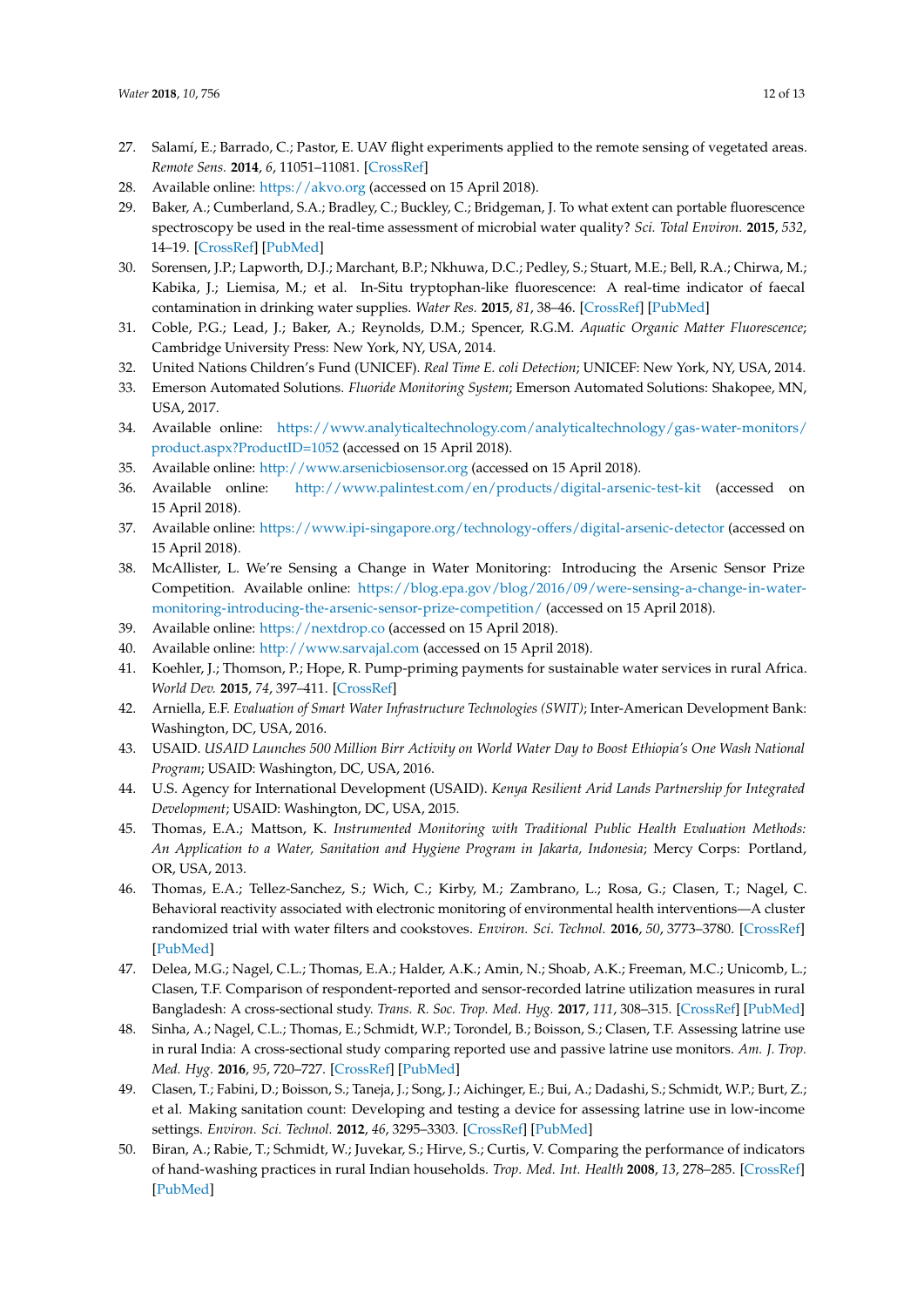27. Salamí, E.; Barrado, C.; Pastor, E. UAV flight experiments applied to the remote sensing of vegetated areas. *Remote Sens.* **2014**, *6*, 11051–11081. [CrossRef]
28. Available online: https://akvo.org (accessed on 15 April 2018).
29. Baker, A.; Cumberland, S.A.; Bradley, C.; Buckley, C.; Bridgeman, J. To what extent can portable fluorescence spectroscopy be used in the real-time assessment of microbial water quality? *Sci. Total Environ.* **2015**, *532*, 14–19. [CrossRef] [PubMed]
30. Sorensen, J.P.; Lapworth, D.J.; Marchant, B.P.; Nkhuwa, D.C.; Pedley, S.; Stuart, M.E.; Bell, R.A.; Chirwa, M.; Kabika, J.; Liemisa, M.; et al. In-Situ tryptophan-like fluorescence: A real-time indicator of faecal contamination in drinking water supplies. *Water Res.* **2015**, *81*, 38–46. [CrossRef] [PubMed]
31. Coble, P.G.; Lead, J.; Baker, A.; Reynolds, D.M.; Spencer, R.G.M. *Aquatic Organic Matter Fluorescence*; Cambridge University Press: New York, NY, USA, 2014.
32. United Nations Children's Fund (UNICEF). *Real Time E. coli Detection*; UNICEF: New York, NY, USA, 2014.
33. Emerson Automated Solutions. *Fluoride Monitoring System*; Emerson Automated Solutions: Shakopee, MN, USA, 2017.
34. Available online: https://www.analyticaltechnology.com/analyticaltechnology/gas-water-monitors/product.aspx?ProductID=1052 (accessed on 15 April 2018).
35. Available online: http://www.arsenicbiosensor.org (accessed on 15 April 2018).
36. Available online: http://www.palintest.com/en/products/digital-arsenic-test-kit (accessed on 15 April 2018).
37. Available online: https://www.ipi-singapore.org/technology-offers/digital-arsenic-detector (accessed on 15 April 2018).
38. McAllister, L. We're Sensing a Change in Water Monitoring: Introducing the Arsenic Sensor Prize Competition. Available online: https://blog.epa.gov/blog/2016/09/were-sensing-a-change-in-water-monitoring-introducing-the-arsenic-sensor-prize-competition/ (accessed on 15 April 2018).
39. Available online: https://nextdrop.co (accessed on 15 April 2018).
40. Available online: http://www.sarvajal.com (accessed on 15 April 2018).
41. Koehler, J.; Thomson, P.; Hope, R. Pump-priming payments for sustainable water services in rural Africa. *World Dev.* **2015**, *74*, 397–411. [CrossRef]
42. Arniella, E.F. *Evaluation of Smart Water Infrastructure Technologies (SWIT)*; Inter-American Development Bank: Washington, DC, USA, 2016.
43. USAID. *USAID Launches 500 Million Birr Activity on World Water Day to Boost Ethiopia's One Wash National Program*; USAID: Washington, DC, USA, 2016.
44. U.S. Agency for International Development (USAID). *Kenya Resilient Arid Lands Partnership for Integrated Development*; USAID: Washington, DC, USA, 2015.
45. Thomas, E.A.; Mattson, K. *Instrumented Monitoring with Traditional Public Health Evaluation Methods: An Application to a Water, Sanitation and Hygiene Program in Jakarta, Indonesia*; Mercy Corps: Portland, OR, USA, 2013.
46. Thomas, E.A.; Tellez-Sanchez, S.; Wich, C.; Kirby, M.; Zambrano, L.; Rosa, G.; Clasen, T.; Nagel, C. Behavioral reactivity associated with electronic monitoring of environmental health interventions—A cluster randomized trial with water filters and cookstoves. *Environ. Sci. Technol.* **2016**, *50*, 3773–3780. [CrossRef] [PubMed]
47. Delea, M.G.; Nagel, C.L.; Thomas, E.A.; Halder, A.K.; Amin, N.; Shoab, A.K.; Freeman, M.C.; Unicomb, L.; Clasen, T.F. Comparison of respondent-reported and sensor-recorded latrine utilization measures in rural Bangladesh: A cross-sectional study. *Trans. R. Soc. Trop. Med. Hyg.* **2017**, *111*, 308–315. [CrossRef] [PubMed]
48. Sinha, A.; Nagel, C.L.; Thomas, E.; Schmidt, W.P.; Torondel, B.; Boisson, S.; Clasen, T.F. Assessing latrine use in rural India: A cross-sectional study comparing reported use and passive latrine use monitors. *Am. J. Trop. Med. Hyg.* **2016**, *95*, 720–727. [CrossRef] [PubMed]
49. Clasen, T.; Fabini, D.; Boisson, S.; Taneja, J.; Song, J.; Aichinger, E.; Bui, A.; Dadashi, S.; Schmidt, W.P.; Burt, Z.; et al. Making sanitation count: Developing and testing a device for assessing latrine use in low-income settings. *Environ. Sci. Technol.* **2012**, *46*, 3295–3303. [CrossRef] [PubMed]
50. Biran, A.; Rabie, T.; Schmidt, W.; Juvekar, S.; Hirve, S.; Curtis, V. Comparing the performance of indicators of hand-washing practices in rural Indian households. *Trop. Med. Int. Health* **2008**, *13*, 278–285. [CrossRef] [PubMed]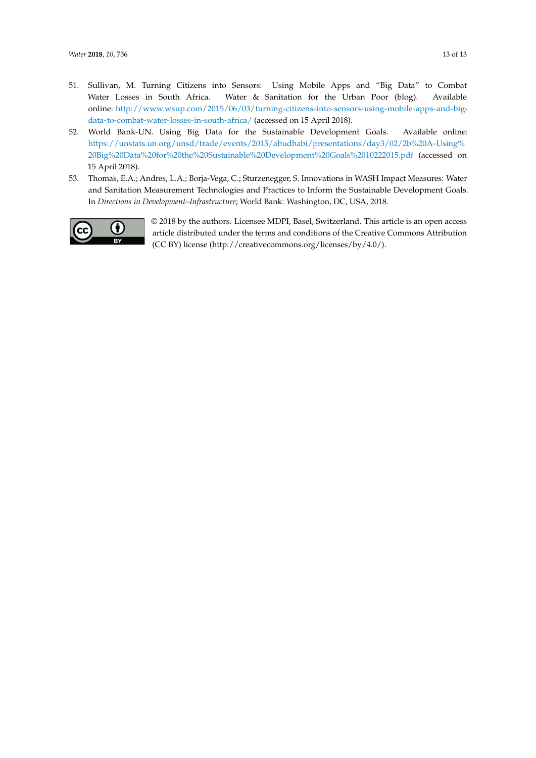51. Sullivan, M. Turning Citizens into Sensors: Using Mobile Apps and "Big Data" to Combat Water Losses in South Africa. Water & Sanitation for the Urban Poor (blog). Available online: http://www.wsup.com/2015/06/03/turning-citizens-into-sensors-using-mobile-apps-and-big-data-to-combat-water-losses-in-south-africa/ (accessed on 15 April 2018).
52. World Bank-UN. Using Big Data for the Sustainable Development Goals. Available online: https://unstats.un.org/unsd/trade/events/2015/abudhabi/presentations/day3/02/2b%20A-Using%20Big%20Data%20for%20the%20Sustainable%20Development%20Goals%2010222015.pdf (accessed on 15 April 2018).
53. Thomas, E.A.; Andres, L.A.; Borja-Vega, C.; Sturzenegger, S. Innovations in WASH Impact Measures: Water and Sanitation Measurement Technologies and Practices to Inform the Sustainable Development Goals. In *Directions in Development–Infrastructure*; World Bank: Washington, DC, USA, 2018.

© 2018 by the authors. Licensee MDPI, Basel, Switzerland. This article is an open access article distributed under the terms and conditions of the Creative Commons Attribution (CC BY) license (http://creativecommons.org/licenses/by/4.0/).